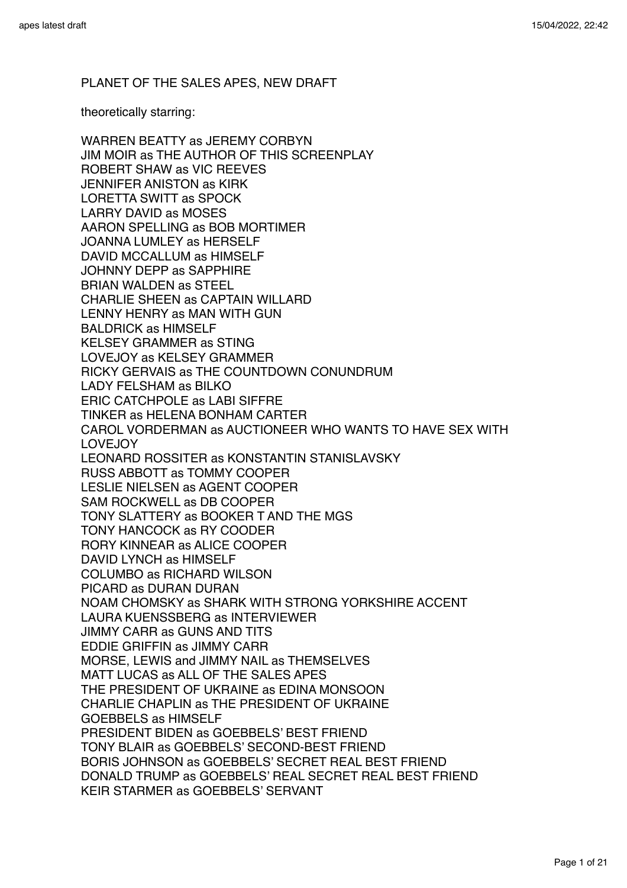PLANET OF THE SALES APES, NEW DRAFT

theoretically starring:

WARREN BEATTY as JEREMY CORBYN
JIM MOIR as THE AUTHOR OF THIS SCREENPLAY
ROBERT SHAW as VIC REEVES
JENNIFER ANISTON as KIRK
LORETTA SWITT as SPOCK
LARRY DAVID as MOSES
AARON SPELLING as BOB MORTIMER
JOANNA LUMLEY as HERSELF
DAVID MCCALLUM as HIMSELF
JOHNNY DEPP as SAPPHIRE
BRIAN WALDEN as STEEL
CHARLIE SHEEN as CAPTAIN WILLARD
LENNY HENRY as MAN WITH GUN
BALDRICK as HIMSELF
KELSEY GRAMMER as STING
LOVEJOY as KELSEY GRAMMER
RICKY GERVAIS as THE COUNTDOWN CONUNDRUM
LADY FELSHAM as BILKO
ERIC CATCHPOLE as LABI SIFFRE
TINKER as HELENA BONHAM CARTER
CAROL VORDERMAN as AUCTIONEER WHO WANTS TO HAVE SEX WITH LOVEJOY
LEONARD ROSSITER as KONSTANTIN STANISLAVSKY
RUSS ABBOTT as TOMMY COOPER
LESLIE NIELSEN as AGENT COOPER
SAM ROCKWELL as DB COOPER
TONY SLATTERY as BOOKER T AND THE MGS
TONY HANCOCK as RY COODER
RORY KINNEAR as ALICE COOPER
DAVID LYNCH as HIMSELF
COLUMBO as RICHARD WILSON
PICARD as DURAN DURAN
NOAM CHOMSKY as SHARK WITH STRONG YORKSHIRE ACCENT
LAURA KUENSSBERG as INTERVIEWER
JIMMY CARR as GUNS AND TITS
EDDIE GRIFFIN as JIMMY CARR
MORSE, LEWIS and JIMMY NAIL as THEMSELVES
MATT LUCAS as ALL OF THE SALES APES
THE PRESIDENT OF UKRAINE as EDINA MONSOON
CHARLIE CHAPLIN as THE PRESIDENT OF UKRAINE
GOEBBELS as HIMSELF
PRESIDENT BIDEN as GOEBBELS' BEST FRIEND
TONY BLAIR as GOEBBELS' SECOND-BEST FRIEND
BORIS JOHNSON as GOEBBELS' SECRET REAL BEST FRIEND
DONALD TRUMP as GOEBBELS' REAL SECRET REAL BEST FRIEND
KEIR STARMER as GOEBBELS' SERVANT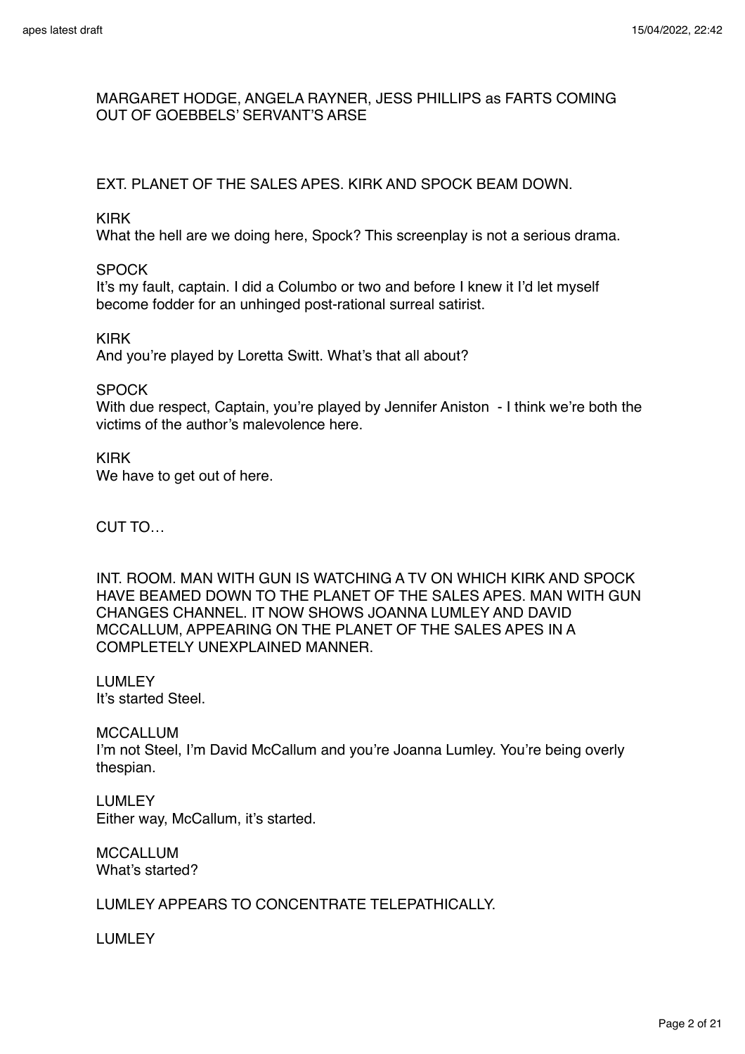MARGARET HODGE, ANGELA RAYNER, JESS PHILLIPS as FARTS COMING OUT OF GOEBBELS' SERVANT'S ARSE

EXT. PLANET OF THE SALES APES. KIRK AND SPOCK BEAM DOWN.

KIRK
What the hell are we doing here, Spock? This screenplay is not a serious drama.

SPOCK
It's my fault, captain. I did a Columbo or two and before I knew it I'd let myself become fodder for an unhinged post-rational surreal satirist.

KIRK
And you're played by Loretta Switt. What's that all about?

SPOCK
With due respect, Captain, you're played by Jennifer Aniston - I think we're both the victims of the author's malevolence here.

KIRK
We have to get out of here.

CUT TO…

INT. ROOM. MAN WITH GUN IS WATCHING A TV ON WHICH KIRK AND SPOCK HAVE BEAMED DOWN TO THE PLANET OF THE SALES APES. MAN WITH GUN CHANGES CHANNEL. IT NOW SHOWS JOANNA LUMLEY AND DAVID MCCALLUM, APPEARING ON THE PLANET OF THE SALES APES IN A COMPLETELY UNEXPLAINED MANNER.

LUMLEY
It's started Steel.

MCCALLUM
I'm not Steel, I'm David McCallum and you're Joanna Lumley. You're being overly thespian.

LUMLEY
Either way, McCallum, it's started.

MCCALLUM
What's started?

LUMLEY APPEARS TO CONCENTRATE TELEPATHICALLY.

LUMLEY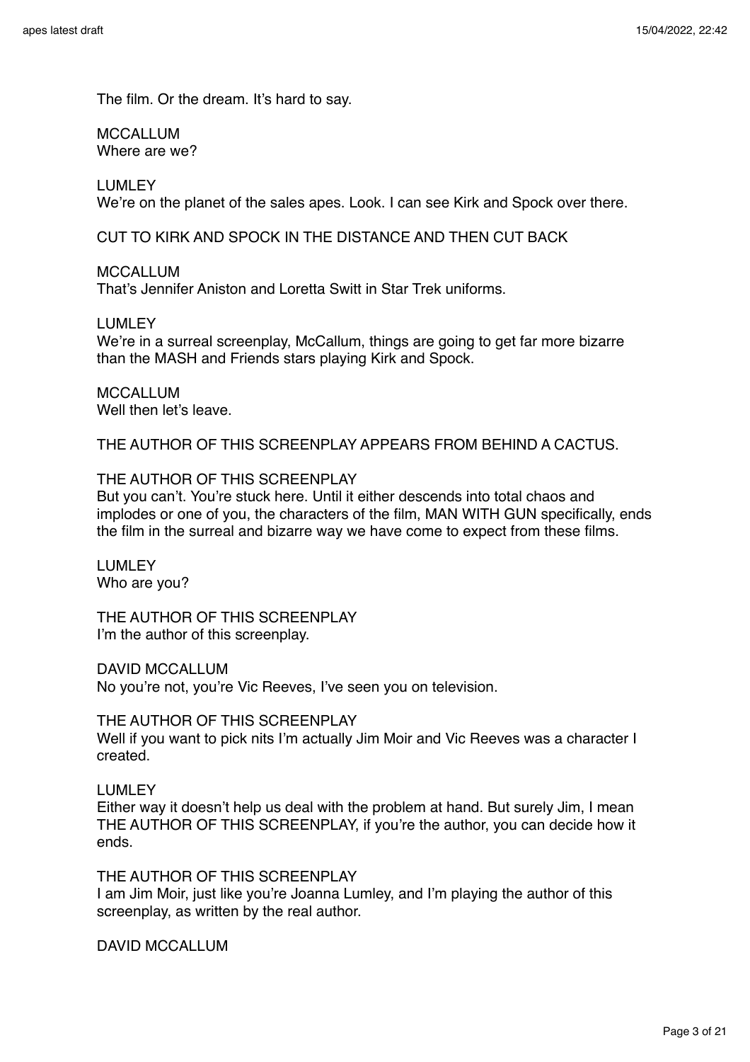The film. Or the dream. It's hard to say.

MCCALLUM
Where are we?

LUMLEY
We're on the planet of the sales apes. Look. I can see Kirk and Spock over there.

CUT TO KIRK AND SPOCK IN THE DISTANCE AND THEN CUT BACK

MCCALLUM
That's Jennifer Aniston and Loretta Switt in Star Trek uniforms.

LUMLEY
We're in a surreal screenplay, McCallum, things are going to get far more bizarre than the MASH and Friends stars playing Kirk and Spock.

MCCALLUM
Well then let's leave.

THE AUTHOR OF THIS SCREENPLAY APPEARS FROM BEHIND A CACTUS.

THE AUTHOR OF THIS SCREENPLAY
But you can't. You're stuck here. Until it either descends into total chaos and implodes or one of you, the characters of the film, MAN WITH GUN specifically, ends the film in the surreal and bizarre way we have come to expect from these films.

LUMLEY
Who are you?

THE AUTHOR OF THIS SCREENPLAY
I'm the author of this screenplay.

DAVID MCCALLUM
No you're not, you're Vic Reeves, I've seen you on television.

THE AUTHOR OF THIS SCREENPLAY
Well if you want to pick nits I'm actually Jim Moir and Vic Reeves was a character I created.

LUMLEY
Either way it doesn't help us deal with the problem at hand. But surely Jim, I mean THE AUTHOR OF THIS SCREENPLAY, if you're the author, you can decide how it ends.

THE AUTHOR OF THIS SCREENPLAY
I am Jim Moir, just like you're Joanna Lumley, and I'm playing the author of this screenplay, as written by the real author.

DAVID MCCALLUM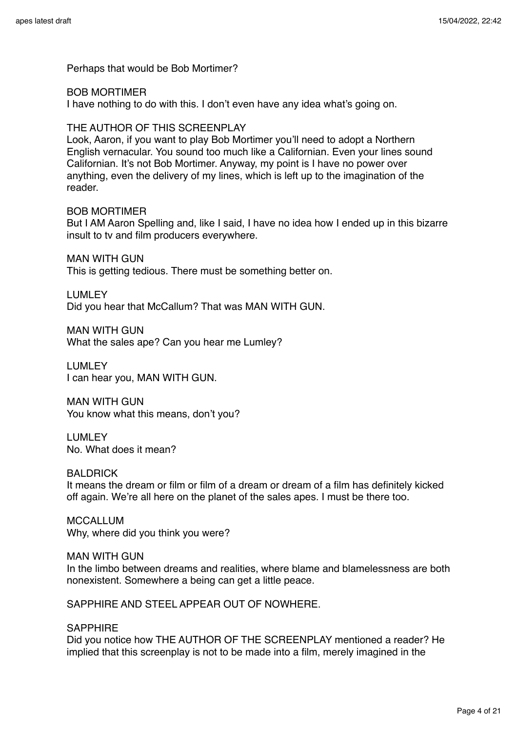Perhaps that would be Bob Mortimer?

BOB MORTIMER
I have nothing to do with this. I don't even have any idea what's going on.

THE AUTHOR OF THIS SCREENPLAY
Look, Aaron, if you want to play Bob Mortimer you'll need to adopt a Northern English vernacular. You sound too much like a Californian. Even your lines sound Californian. It's not Bob Mortimer. Anyway, my point is I have no power over anything, even the delivery of my lines, which is left up to the imagination of the reader.

BOB MORTIMER
But I AM Aaron Spelling and, like I said, I have no idea how I ended up in this bizarre insult to tv and film producers everywhere.

MAN WITH GUN
This is getting tedious. There must be something better on.

LUMLEY
Did you hear that McCallum? That was MAN WITH GUN.

MAN WITH GUN
What the sales ape? Can you hear me Lumley?

LUMLEY
I can hear you, MAN WITH GUN.

MAN WITH GUN
You know what this means, don't you?

LUMLEY
No. What does it mean?

BALDRICK
It means the dream or film or film of a dream or dream of a film has definitely kicked off again. We're all here on the planet of the sales apes. I must be there too.

MCCALLUM
Why, where did you think you were?

MAN WITH GUN
In the limbo between dreams and realities, where blame and blamelessness are both nonexistent. Somewhere a being can get a little peace.

SAPPHIRE AND STEEL APPEAR OUT OF NOWHERE.

SAPPHIRE
Did you notice how THE AUTHOR OF THE SCREENPLAY mentioned a reader? He implied that this screenplay is not to be made into a film, merely imagined in the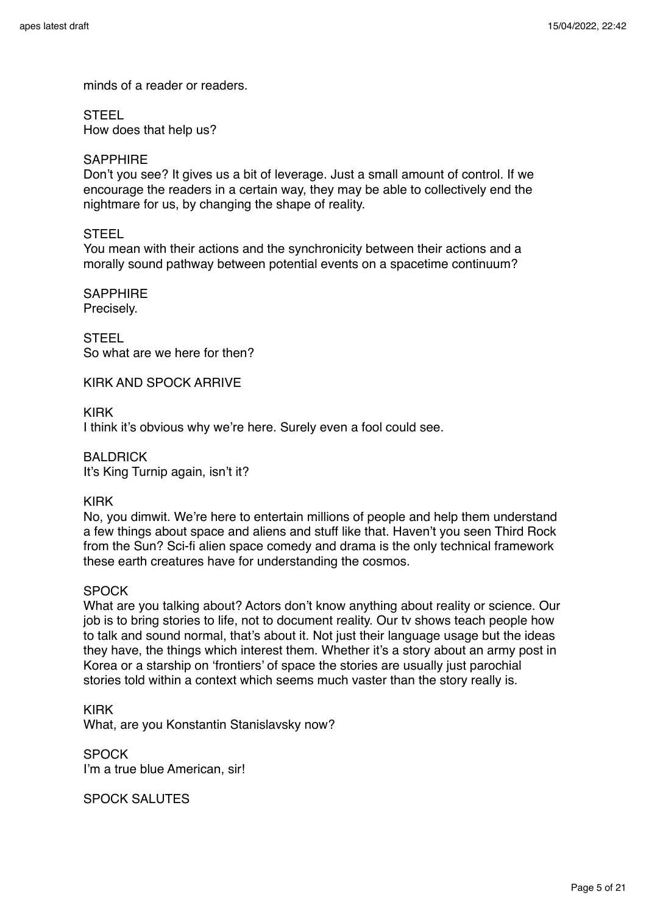minds of a reader or readers.

STEEL
How does that help us?

SAPPHIRE
Don't you see? It gives us a bit of leverage. Just a small amount of control. If we encourage the readers in a certain way, they may be able to collectively end the nightmare for us, by changing the shape of reality.

STEEL
You mean with their actions and the synchronicity between their actions and a morally sound pathway between potential events on a spacetime continuum?

SAPPHIRE
Precisely.

STEEL
So what are we here for then?

KIRK AND SPOCK ARRIVE

KIRK
I think it's obvious why we're here. Surely even a fool could see.

BALDRICK
It's King Turnip again, isn't it?

KIRK
No, you dimwit. We're here to entertain millions of people and help them understand a few things about space and aliens and stuff like that. Haven't you seen Third Rock from the Sun? Sci-fi alien space comedy and drama is the only technical framework these earth creatures have for understanding the cosmos.

SPOCK
What are you talking about? Actors don't know anything about reality or science. Our job is to bring stories to life, not to document reality. Our tv shows teach people how to talk and sound normal, that's about it. Not just their language usage but the ideas they have, the things which interest them. Whether it's a story about an army post in Korea or a starship on 'frontiers' of space the stories are usually just parochial stories told within a context which seems much vaster than the story really is.

KIRK
What, are you Konstantin Stanislavsky now?

SPOCK
I'm a true blue American, sir!

SPOCK SALUTES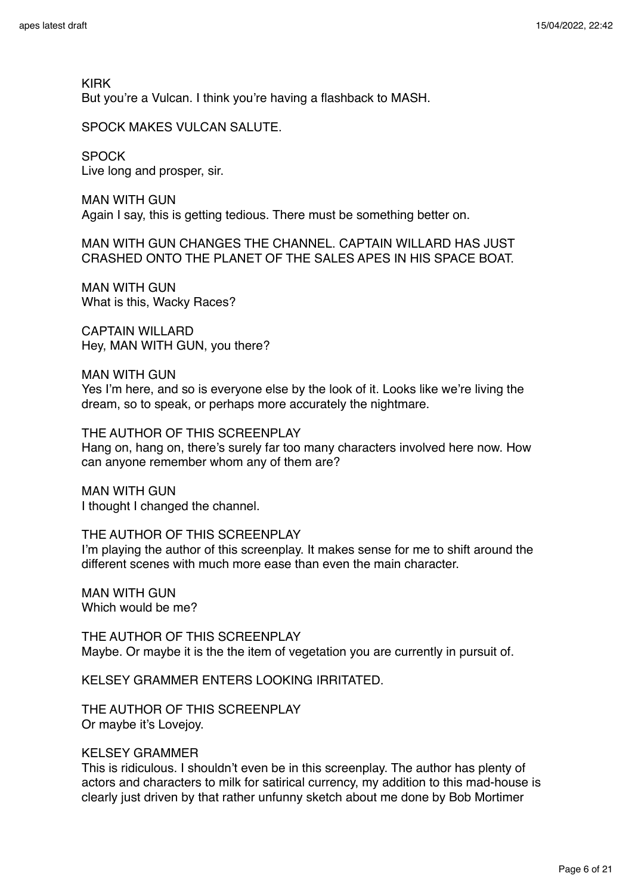KIRK
But you’re a Vulcan. I think you’re having a flashback to MASH.

SPOCK MAKES VULCAN SALUTE.

SPOCK
Live long and prosper, sir.

MAN WITH GUN
Again I say, this is getting tedious. There must be something better on.

MAN WITH GUN CHANGES THE CHANNEL. CAPTAIN WILLARD HAS JUST CRASHED ONTO THE PLANET OF THE SALES APES IN HIS SPACE BOAT.

MAN WITH GUN
What is this, Wacky Races?

CAPTAIN WILLARD
Hey, MAN WITH GUN, you there?

MAN WITH GUN
Yes I’m here, and so is everyone else by the look of it. Looks like we’re living the dream, so to speak, or perhaps more accurately the nightmare.

THE AUTHOR OF THIS SCREENPLAY
Hang on, hang on, there’s surely far too many characters involved here now. How can anyone remember whom any of them are?

MAN WITH GUN
I thought I changed the channel.

THE AUTHOR OF THIS SCREENPLAY
I’m playing the author of this screenplay. It makes sense for me to shift around the different scenes with much more ease than even the main character.

MAN WITH GUN
Which would be me?

THE AUTHOR OF THIS SCREENPLAY
Maybe. Or maybe it is the the item of vegetation you are currently in pursuit of.

KELSEY GRAMMER ENTERS LOOKING IRRITATED.

THE AUTHOR OF THIS SCREENPLAY
Or maybe it’s Lovejoy.

KELSEY GRAMMER
This is ridiculous. I shouldn’t even be in this screenplay. The author has plenty of actors and characters to milk for satirical currency, my addition to this mad-house is clearly just driven by that rather unfunny sketch about me done by Bob Mortimer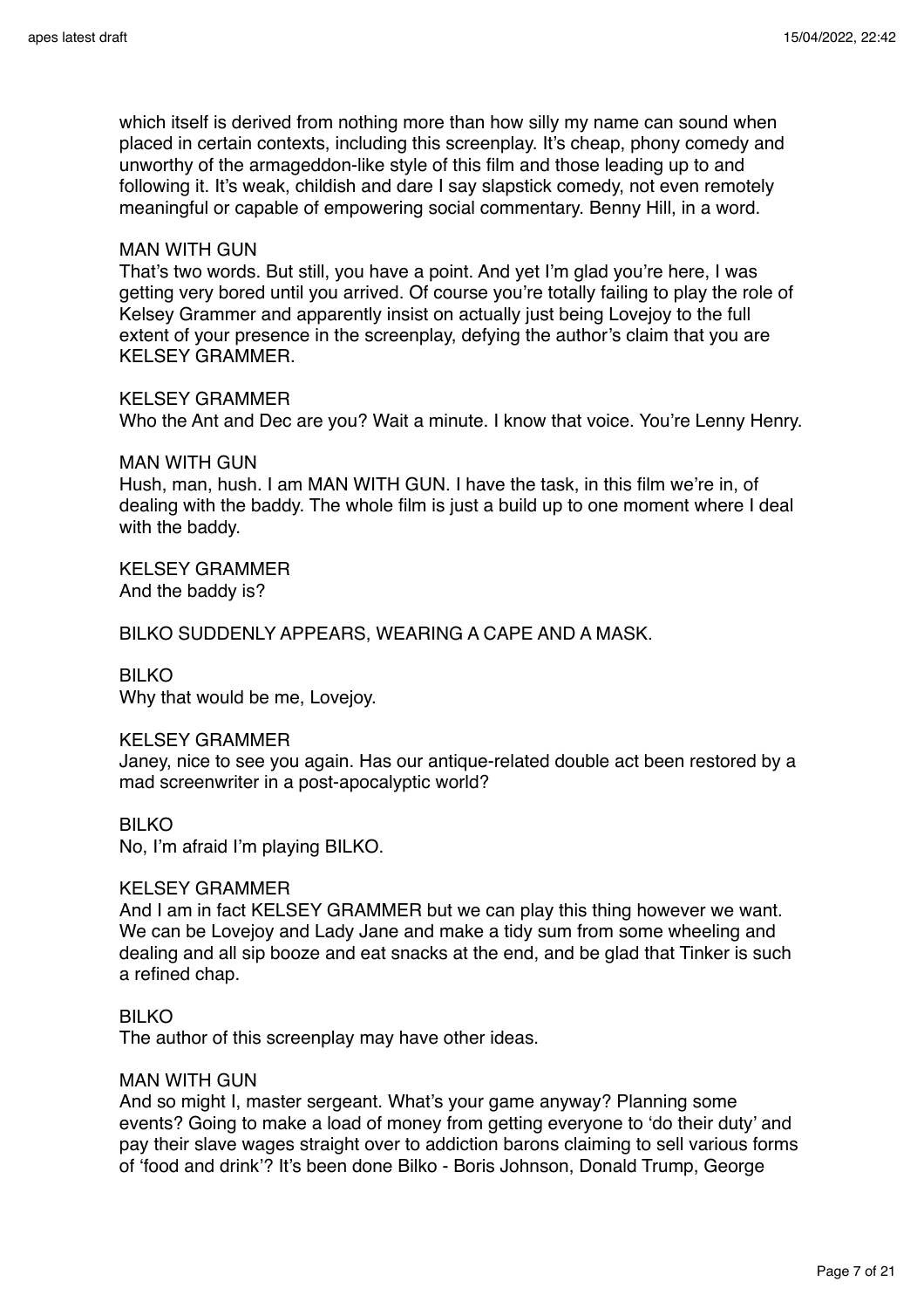which itself is derived from nothing more than how silly my name can sound when placed in certain contexts, including this screenplay. It's cheap, phony comedy and unworthy of the armageddon-like style of this film and those leading up to and following it. It's weak, childish and dare I say slapstick comedy, not even remotely meaningful or capable of empowering social commentary. Benny Hill, in a word.

MAN WITH GUN
That's two words. But still, you have a point. And yet I'm glad you're here, I was getting very bored until you arrived. Of course you're totally failing to play the role of Kelsey Grammer and apparently insist on actually just being Lovejoy to the full extent of your presence in the screenplay, defying the author's claim that you are KELSEY GRAMMER.

KELSEY GRAMMER
Who the Ant and Dec are you? Wait a minute. I know that voice. You're Lenny Henry.

MAN WITH GUN
Hush, man, hush. I am MAN WITH GUN. I have the task, in this film we're in, of dealing with the baddy. The whole film is just a build up to one moment where I deal with the baddy.

KELSEY GRAMMER
And the baddy is?

BILKO SUDDENLY APPEARS, WEARING A CAPE AND A MASK.

BILKO
Why that would be me, Lovejoy.

KELSEY GRAMMER
Janey, nice to see you again. Has our antique-related double act been restored by a mad screenwriter in a post-apocalyptic world?

BILKO
No, I'm afraid I'm playing BILKO.

KELSEY GRAMMER
And I am in fact KELSEY GRAMMER but we can play this thing however we want. We can be Lovejoy and Lady Jane and make a tidy sum from some wheeling and dealing and all sip booze and eat snacks at the end, and be glad that Tinker is such a refined chap.

BILKO
The author of this screenplay may have other ideas.

MAN WITH GUN
And so might I, master sergeant. What's your game anyway? Planning some events? Going to make a load of money from getting everyone to 'do their duty' and pay their slave wages straight over to addiction barons claiming to sell various forms of 'food and drink'? It's been done Bilko - Boris Johnson, Donald Trump, George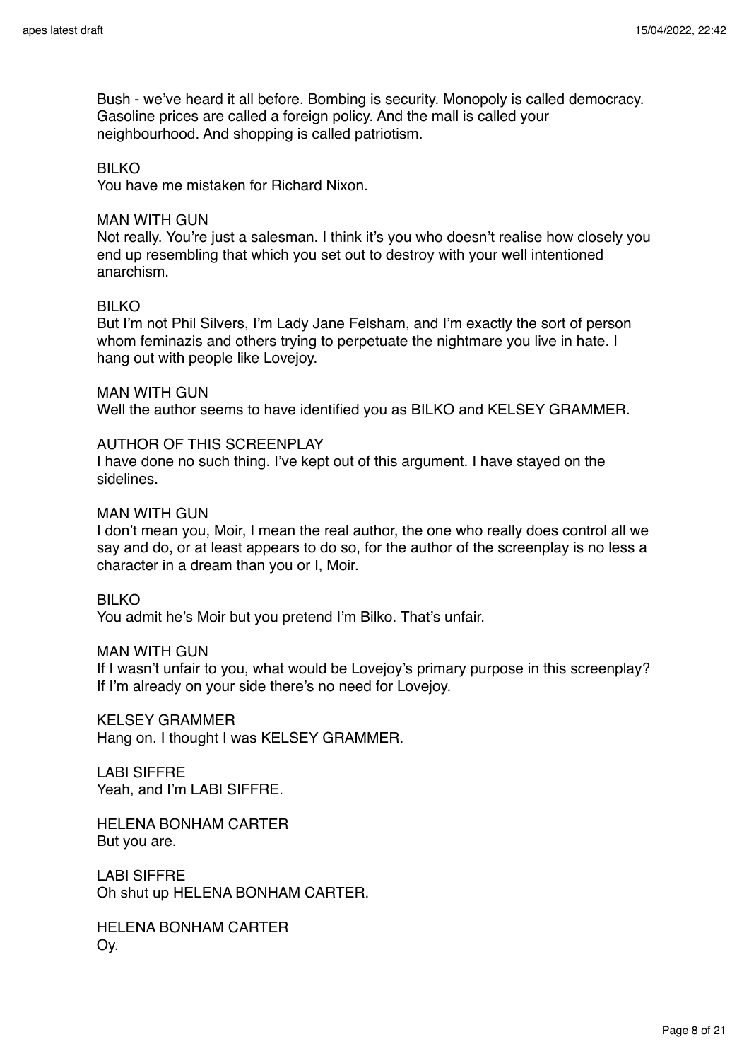Bush - we've heard it all before. Bombing is security. Monopoly is called democracy. Gasoline prices are called a foreign policy. And the mall is called your neighbourhood. And shopping is called patriotism.

BILKO
You have me mistaken for Richard Nixon.

MAN WITH GUN
Not really. You're just a salesman. I think it's you who doesn't realise how closely you end up resembling that which you set out to destroy with your well intentioned anarchism.

BILKO
But I'm not Phil Silvers, I'm Lady Jane Felsham, and I'm exactly the sort of person whom feminazis and others trying to perpetuate the nightmare you live in hate. I hang out with people like Lovejoy.

MAN WITH GUN
Well the author seems to have identified you as BILKO and KELSEY GRAMMER.

AUTHOR OF THIS SCREENPLAY
I have done no such thing. I've kept out of this argument. I have stayed on the sidelines.

MAN WITH GUN
I don't mean you, Moir, I mean the real author, the one who really does control all we say and do, or at least appears to do so, for the author of the screenplay is no less a character in a dream than you or I, Moir.

BILKO
You admit he's Moir but you pretend I'm Bilko. That's unfair.

MAN WITH GUN
If I wasn't unfair to you, what would be Lovejoy's primary purpose in this screenplay? If I'm already on your side there's no need for Lovejoy.

KELSEY GRAMMER
Hang on. I thought I was KELSEY GRAMMER.

LABI SIFFRE
Yeah, and I'm LABI SIFFRE.

HELENA BONHAM CARTER
But you are.

LABI SIFFRE
Oh shut up HELENA BONHAM CARTER.

HELENA BONHAM CARTER
Oy.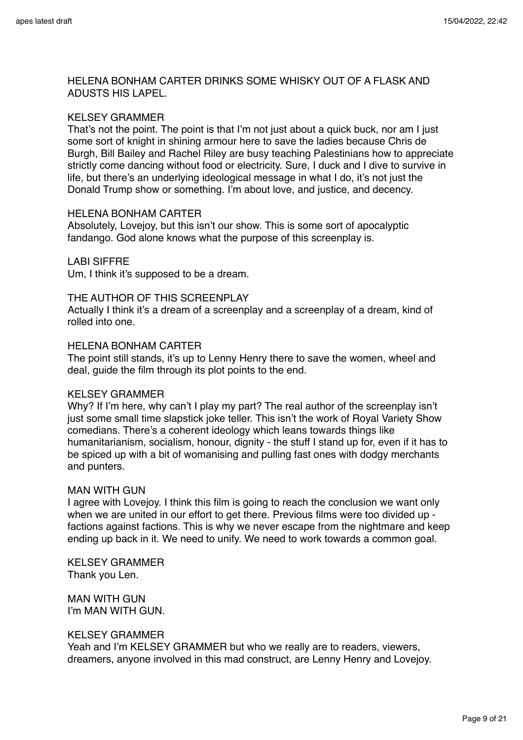HELENA BONHAM CARTER DRINKS SOME WHISKY OUT OF A FLASK AND ADUSTS HIS LAPEL.

KELSEY GRAMMER
That's not the point. The point is that I'm not just about a quick buck, nor am I just some sort of knight in shining armour here to save the ladies because Chris de Burgh, Bill Bailey and Rachel Riley are busy teaching Palestinians how to appreciate strictly come dancing without food or electricity. Sure, I duck and I dive to survive in life, but there's an underlying ideological message in what I do, it's not just the Donald Trump show or something. I'm about love, and justice, and decency.

HELENA BONHAM CARTER
Absolutely, Lovejoy, but this isn't our show. This is some sort of apocalyptic fandango. God alone knows what the purpose of this screenplay is.

LABI SIFFRE
Um, I think it's supposed to be a dream.

THE AUTHOR OF THIS SCREENPLAY
Actually I think it's a dream of a screenplay and a screenplay of a dream, kind of rolled into one.

HELENA BONHAM CARTER
The point still stands, it's up to Lenny Henry there to save the women, wheel and deal, guide the film through its plot points to the end.

KELSEY GRAMMER
Why? If I'm here, why can't I play my part? The real author of the screenplay isn't just some small time slapstick joke teller. This isn't the work of Royal Variety Show comedians. There's a coherent ideology which leans towards things like humanitarianism, socialism, honour, dignity - the stuff I stand up for, even if it has to be spiced up with a bit of womanising and pulling fast ones with dodgy merchants and punters.

MAN WITH GUN
I agree with Lovejoy. I think this film is going to reach the conclusion we want only when we are united in our effort to get there. Previous films were too divided up - factions against factions. This is why we never escape from the nightmare and keep ending up back in it. We need to unify. We need to work towards a common goal.

KELSEY GRAMMER
Thank you Len.

MAN WITH GUN
I'm MAN WITH GUN.

KELSEY GRAMMER
Yeah and I'm KELSEY GRAMMER but who we really are to readers, viewers, dreamers, anyone involved in this mad construct, are Lenny Henry and Lovejoy.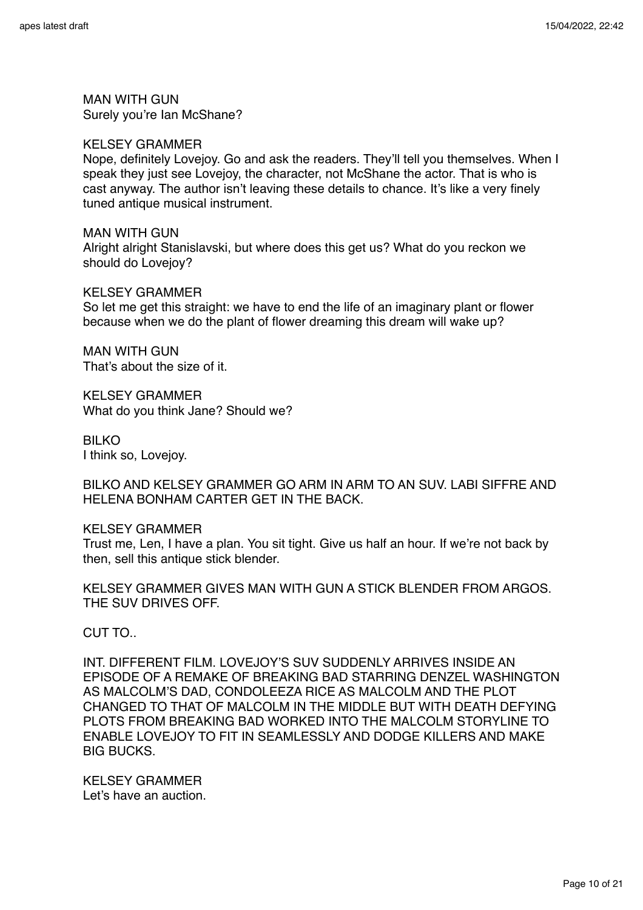MAN WITH GUN
Surely you're Ian McShane?

KELSEY GRAMMER
Nope, definitely Lovejoy. Go and ask the readers. They'll tell you themselves. When I speak they just see Lovejoy, the character, not McShane the actor. That is who is cast anyway. The author isn't leaving these details to chance. It's like a very finely tuned antique musical instrument.

MAN WITH GUN
Alright alright Stanislavski, but where does this get us? What do you reckon we should do Lovejoy?

KELSEY GRAMMER
So let me get this straight: we have to end the life of an imaginary plant or flower because when we do the plant of flower dreaming this dream will wake up?

MAN WITH GUN
That's about the size of it.

KELSEY GRAMMER
What do you think Jane? Should we?

BILKO
I think so, Lovejoy.

BILKO AND KELSEY GRAMMER GO ARM IN ARM TO AN SUV. LABI SIFFRE AND HELENA BONHAM CARTER GET IN THE BACK.

KELSEY GRAMMER
Trust me, Len, I have a plan. You sit tight. Give us half an hour. If we're not back by then, sell this antique stick blender.

KELSEY GRAMMER GIVES MAN WITH GUN A STICK BLENDER FROM ARGOS. THE SUV DRIVES OFF.

CUT TO..

INT. DIFFERENT FILM. LOVEJOY'S SUV SUDDENLY ARRIVES INSIDE AN EPISODE OF A REMAKE OF BREAKING BAD STARRING DENZEL WASHINGTON AS MALCOLM'S DAD, CONDOLEEZA RICE AS MALCOLM AND THE PLOT CHANGED TO THAT OF MALCOLM IN THE MIDDLE BUT WITH DEATH DEFYING PLOTS FROM BREAKING BAD WORKED INTO THE MALCOLM STORYLINE TO ENABLE LOVEJOY TO FIT IN SEAMLESSLY AND DODGE KILLERS AND MAKE BIG BUCKS.

KELSEY GRAMMER
Let's have an auction.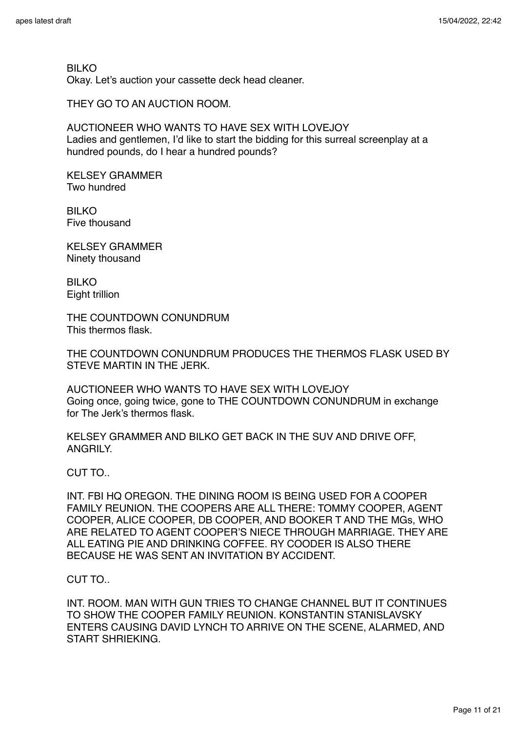BILKO
Okay. Let's auction your cassette deck head cleaner.

THEY GO TO AN AUCTION ROOM.

AUCTIONEER WHO WANTS TO HAVE SEX WITH LOVEJOY
Ladies and gentlemen, I'd like to start the bidding for this surreal screenplay at a hundred pounds, do I hear a hundred pounds?

KELSEY GRAMMER
Two hundred

BILKO
Five thousand

KELSEY GRAMMER
Ninety thousand

BILKO
Eight trillion

THE COUNTDOWN CONUNDRUM
This thermos flask.

THE COUNTDOWN CONUNDRUM PRODUCES THE THERMOS FLASK USED BY STEVE MARTIN IN THE JERK.

AUCTIONEER WHO WANTS TO HAVE SEX WITH LOVEJOY
Going once, going twice, gone to THE COUNTDOWN CONUNDRUM in exchange for The Jerk's thermos flask.

KELSEY GRAMMER AND BILKO GET BACK IN THE SUV AND DRIVE OFF, ANGRILY.

CUT TO..

INT. FBI HQ OREGON. THE DINING ROOM IS BEING USED FOR A COOPER FAMILY REUNION. THE COOPERS ARE ALL THERE: TOMMY COOPER, AGENT COOPER, ALICE COOPER, DB COOPER, AND BOOKER T AND THE MGs, WHO ARE RELATED TO AGENT COOPER'S NIECE THROUGH MARRIAGE. THEY ARE ALL EATING PIE AND DRINKING COFFEE. RY COODER IS ALSO THERE BECAUSE HE WAS SENT AN INVITATION BY ACCIDENT.

CUT TO..

INT. ROOM. MAN WITH GUN TRIES TO CHANGE CHANNEL BUT IT CONTINUES TO SHOW THE COOPER FAMILY REUNION. KONSTANTIN STANISLAVSKY ENTERS CAUSING DAVID LYNCH TO ARRIVE ON THE SCENE, ALARMED, AND START SHRIEKING.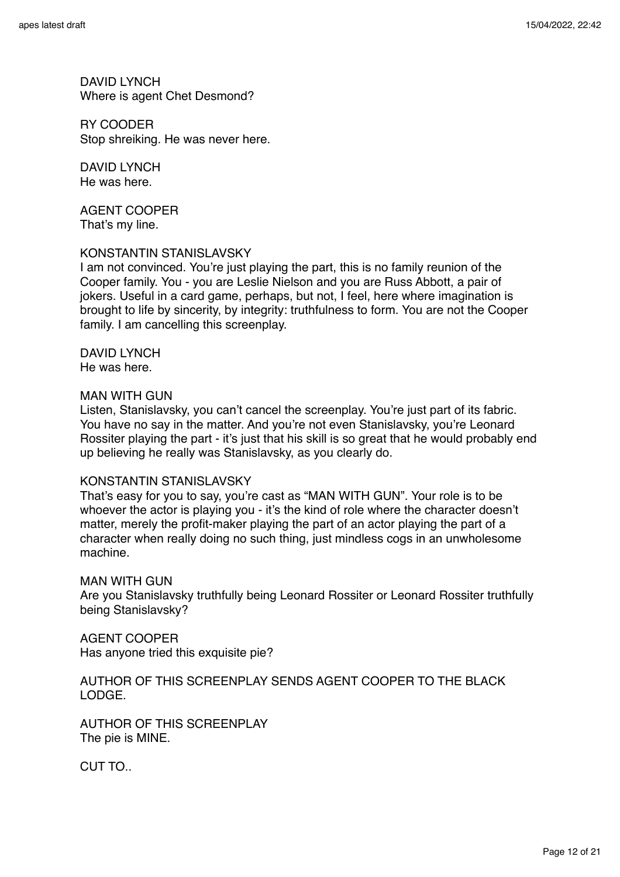DAVID LYNCH
Where is agent Chet Desmond?

RY COODER
Stop shreiking. He was never here.

DAVID LYNCH
He was here.

AGENT COOPER
That's my line.

KONSTANTIN STANISLAVSKY
I am not convinced. You're just playing the part, this is no family reunion of the Cooper family. You - you are Leslie Nielson and you are Russ Abbott, a pair of jokers. Useful in a card game, perhaps, but not, I feel, here where imagination is brought to life by sincerity, by integrity: truthfulness to form. You are not the Cooper family. I am cancelling this screenplay.

DAVID LYNCH
He was here.

MAN WITH GUN
Listen, Stanislavsky, you can't cancel the screenplay. You're just part of its fabric. You have no say in the matter. And you're not even Stanislavsky, you're Leonard Rossiter playing the part - it's just that his skill is so great that he would probably end up believing he really was Stanislavsky, as you clearly do.

KONSTANTIN STANISLAVSKY
That's easy for you to say, you're cast as "MAN WITH GUN". Your role is to be whoever the actor is playing you - it's the kind of role where the character doesn't matter, merely the profit-maker playing the part of an actor playing the part of a character when really doing no such thing, just mindless cogs in an unwholesome machine.

MAN WITH GUN
Are you Stanislavsky truthfully being Leonard Rossiter or Leonard Rossiter truthfully being Stanislavsky?

AGENT COOPER
Has anyone tried this exquisite pie?

AUTHOR OF THIS SCREENPLAY SENDS AGENT COOPER TO THE BLACK LODGE.

AUTHOR OF THIS SCREENPLAY
The pie is MINE.

CUT TO..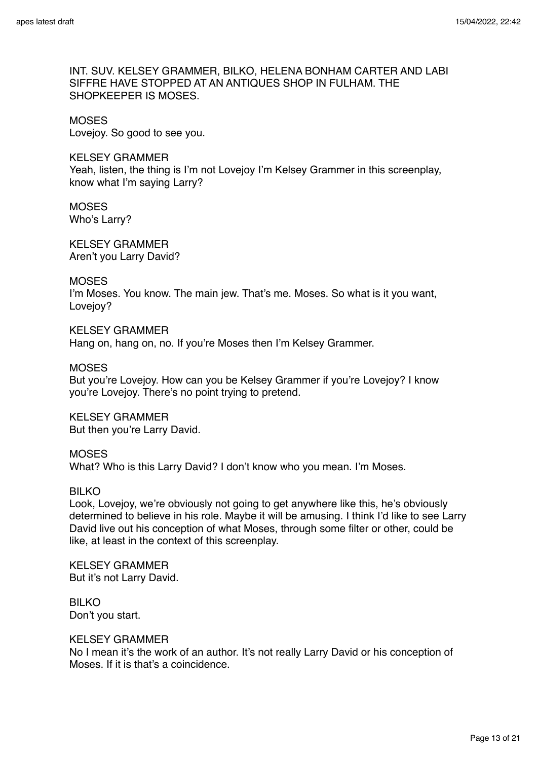INT. SUV. KELSEY GRAMMER, BILKO, HELENA BONHAM CARTER AND LABI SIFFRE HAVE STOPPED AT AN ANTIQUES SHOP IN FULHAM. THE SHOPKEEPER IS MOSES.

MOSES
Lovejoy. So good to see you.

KELSEY GRAMMER
Yeah, listen, the thing is I'm not Lovejoy I'm Kelsey Grammer in this screenplay, know what I'm saying Larry?

MOSES
Who's Larry?

KELSEY GRAMMER
Aren't you Larry David?

MOSES
I'm Moses. You know. The main jew. That's me. Moses. So what is it you want, Lovejoy?

KELSEY GRAMMER
Hang on, hang on, no. If you're Moses then I'm Kelsey Grammer.

MOSES
But you're Lovejoy. How can you be Kelsey Grammer if you're Lovejoy? I know you're Lovejoy. There's no point trying to pretend.

KELSEY GRAMMER
But then you're Larry David.

MOSES
What? Who is this Larry David? I don't know who you mean. I'm Moses.

BILKO
Look, Lovejoy, we're obviously not going to get anywhere like this, he's obviously determined to believe in his role. Maybe it will be amusing. I think I'd like to see Larry David live out his conception of what Moses, through some filter or other, could be like, at least in the context of this screenplay.

KELSEY GRAMMER
But it's not Larry David.

BILKO
Don't you start.

KELSEY GRAMMER
No I mean it's the work of an author. It's not really Larry David or his conception of Moses. If it is that's a coincidence.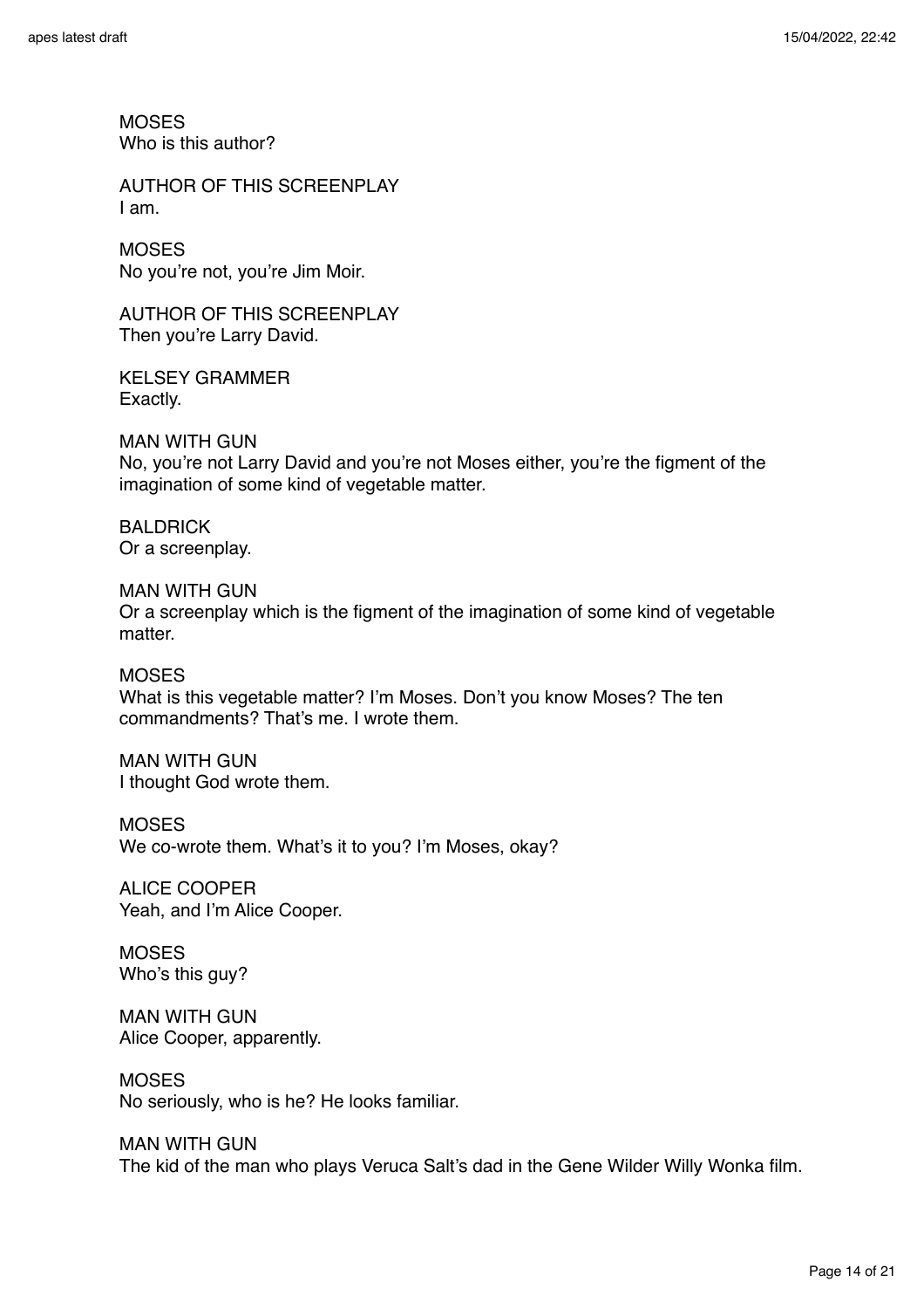MOSES
Who is this author?

AUTHOR OF THIS SCREENPLAY
I am.

MOSES
No you're not, you're Jim Moir.

AUTHOR OF THIS SCREENPLAY
Then you're Larry David.

KELSEY GRAMMER
Exactly.

MAN WITH GUN
No, you're not Larry David and you're not Moses either, you're the figment of the imagination of some kind of vegetable matter.

BALDRICK
Or a screenplay.

MAN WITH GUN
Or a screenplay which is the figment of the imagination of some kind of vegetable matter.

MOSES
What is this vegetable matter? I'm Moses. Don't you know Moses? The ten commandments? That's me. I wrote them.

MAN WITH GUN
I thought God wrote them.

MOSES
We co-wrote them. What's it to you? I'm Moses, okay?

ALICE COOPER
Yeah, and I'm Alice Cooper.

MOSES
Who's this guy?

MAN WITH GUN
Alice Cooper, apparently.

MOSES
No seriously, who is he? He looks familiar.

MAN WITH GUN
The kid of the man who plays Veruca Salt's dad in the Gene Wilder Willy Wonka film.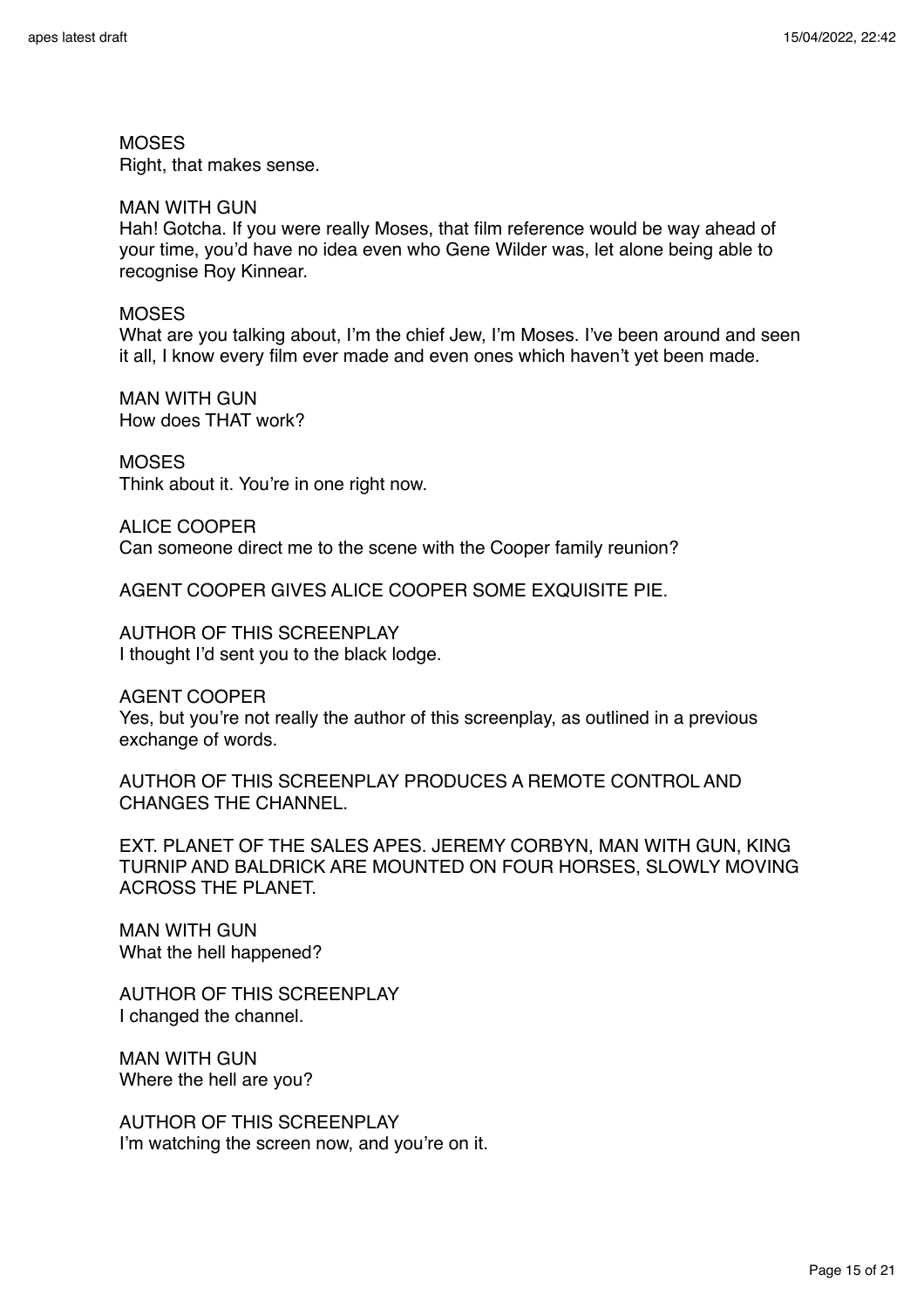MOSES
Right, that makes sense.

MAN WITH GUN
Hah! Gotcha. If you were really Moses, that film reference would be way ahead of your time, you'd have no idea even who Gene Wilder was, let alone being able to recognise Roy Kinnear.

MOSES
What are you talking about, I'm the chief Jew, I'm Moses. I've been around and seen it all, I know every film ever made and even ones which haven't yet been made.

MAN WITH GUN
How does THAT work?

MOSES
Think about it. You're in one right now.

ALICE COOPER
Can someone direct me to the scene with the Cooper family reunion?

AGENT COOPER GIVES ALICE COOPER SOME EXQUISITE PIE.

AUTHOR OF THIS SCREENPLAY
I thought I'd sent you to the black lodge.

AGENT COOPER
Yes, but you're not really the author of this screenplay, as outlined in a previous exchange of words.

AUTHOR OF THIS SCREENPLAY PRODUCES A REMOTE CONTROL AND CHANGES THE CHANNEL.

EXT. PLANET OF THE SALES APES. JEREMY CORBYN, MAN WITH GUN, KING TURNIP AND BALDRICK ARE MOUNTED ON FOUR HORSES, SLOWLY MOVING ACROSS THE PLANET.

MAN WITH GUN
What the hell happened?

AUTHOR OF THIS SCREENPLAY
I changed the channel.

MAN WITH GUN
Where the hell are you?

AUTHOR OF THIS SCREENPLAY
I'm watching the screen now, and you're on it.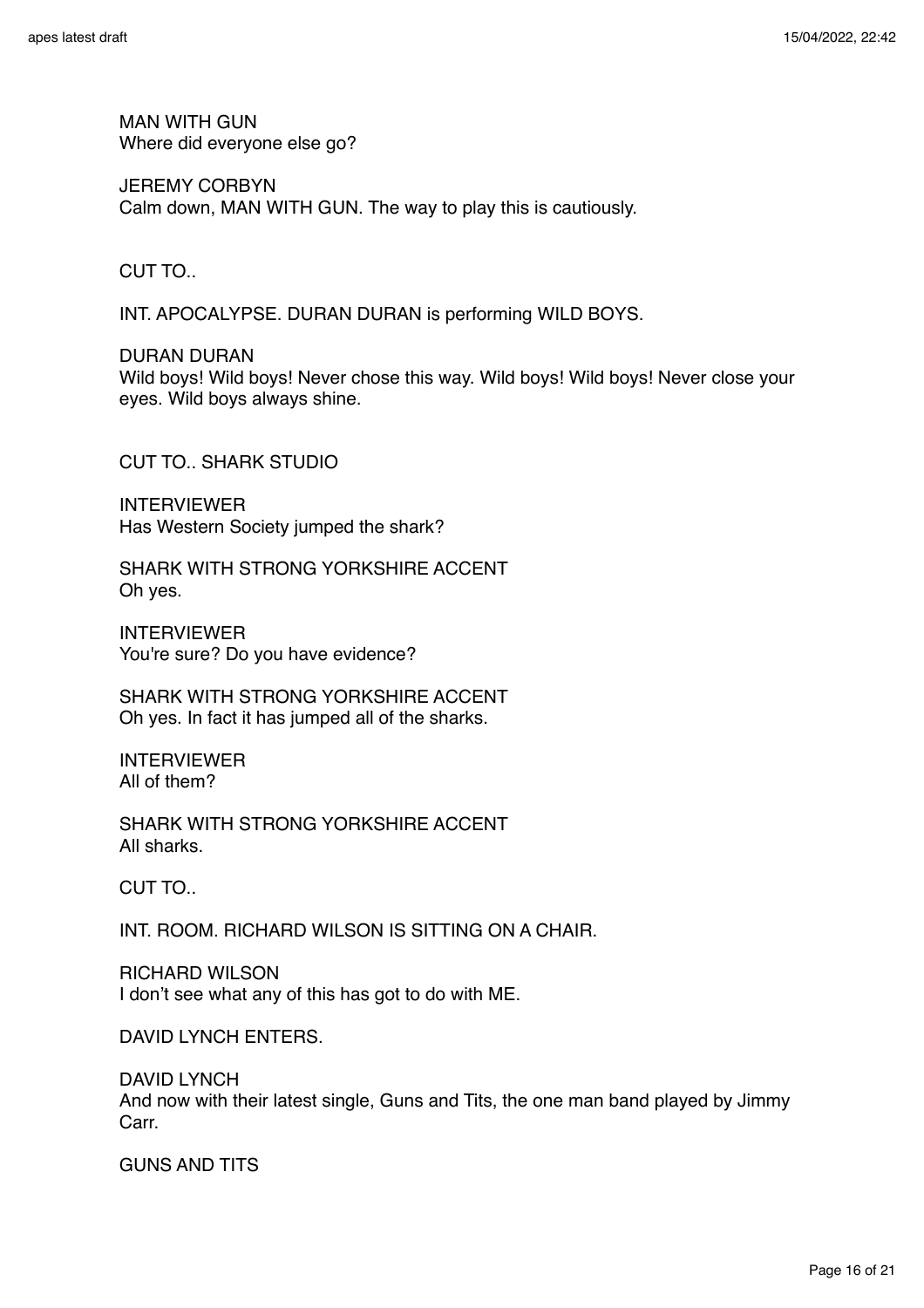MAN WITH GUN
Where did everyone else go?

JEREMY CORBYN
Calm down, MAN WITH GUN. The way to play this is cautiously.

CUT TO..

INT. APOCALYPSE. DURAN DURAN is performing WILD BOYS.

DURAN DURAN
Wild boys! Wild boys! Never chose this way. Wild boys! Wild boys! Never close your eyes. Wild boys always shine.

CUT TO.. SHARK STUDIO

INTERVIEWER
Has Western Society jumped the shark?

SHARK WITH STRONG YORKSHIRE ACCENT
Oh yes.

INTERVIEWER
You're sure? Do you have evidence?

SHARK WITH STRONG YORKSHIRE ACCENT
Oh yes. In fact it has jumped all of the sharks.

INTERVIEWER
All of them?

SHARK WITH STRONG YORKSHIRE ACCENT
All sharks.

CUT TO..

INT. ROOM. RICHARD WILSON IS SITTING ON A CHAIR.

RICHARD WILSON
I don't see what any of this has got to do with ME.

DAVID LYNCH ENTERS.

DAVID LYNCH
And now with their latest single, Guns and Tits, the one man band played by Jimmy Carr.

GUNS AND TITS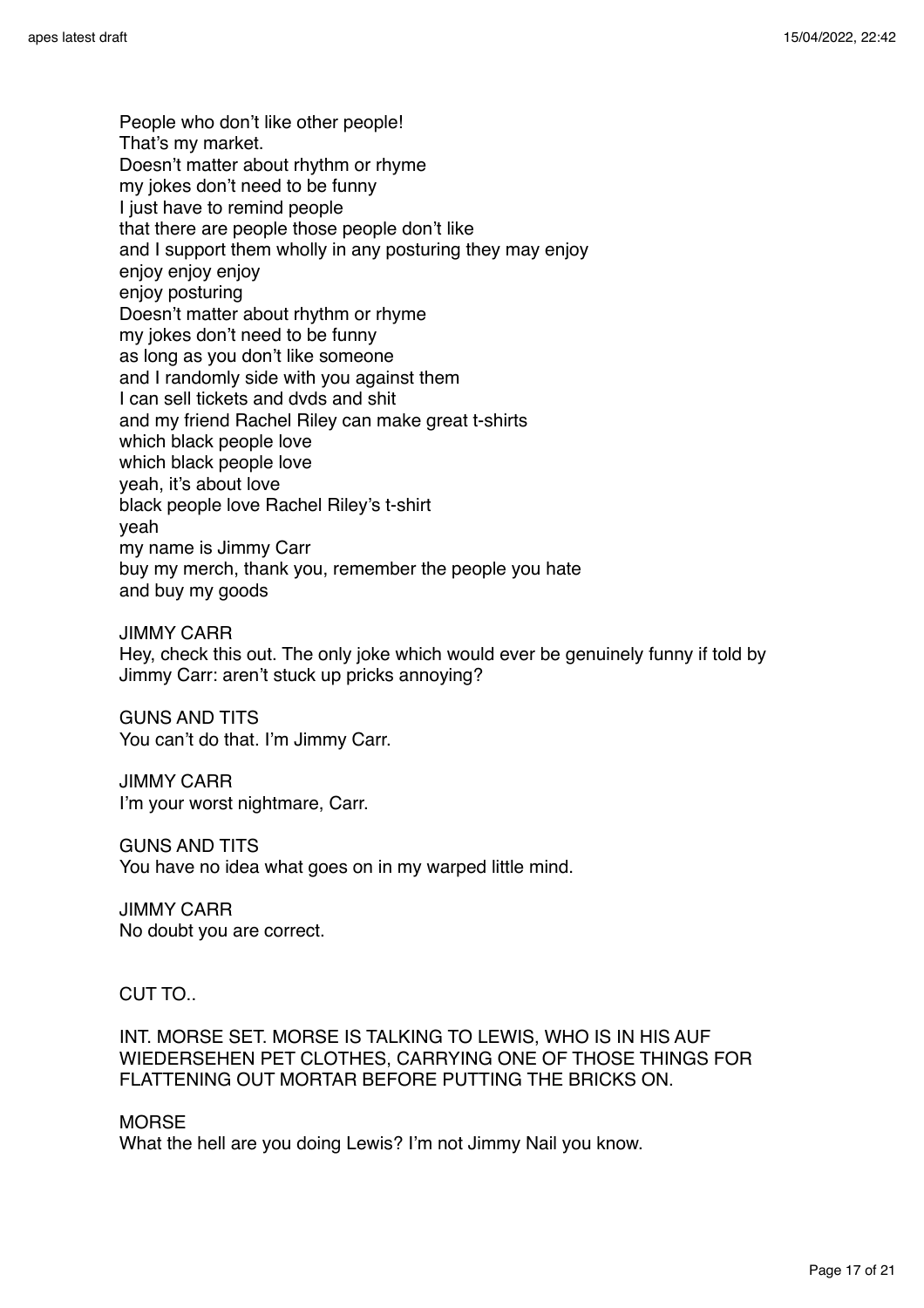People who don't like other people!
That's my market.
Doesn't matter about rhythm or rhyme
my jokes don't need to be funny
I just have to remind people
that there are people those people don't like
and I support them wholly in any posturing they may enjoy
enjoy enjoy enjoy
enjoy posturing
Doesn't matter about rhythm or rhyme
my jokes don't need to be funny
as long as you don't like someone
and I randomly side with you against them
I can sell tickets and dvds and shit
and my friend Rachel Riley can make great t-shirts
which black people love
which black people love
yeah, it's about love
black people love Rachel Riley's t-shirt
yeah
my name is Jimmy Carr
buy my merch, thank you, remember the people you hate
and buy my goods

JIMMY CARR
Hey, check this out. The only joke which would ever be genuinely funny if told by Jimmy Carr: aren't stuck up pricks annoying?

GUNS AND TITS
You can't do that. I'm Jimmy Carr.

JIMMY CARR
I'm your worst nightmare, Carr.

GUNS AND TITS
You have no idea what goes on in my warped little mind.

JIMMY CARR
No doubt you are correct.

CUT TO..

INT. MORSE SET. MORSE IS TALKING TO LEWIS, WHO IS IN HIS AUF WIEDERSEHEN PET CLOTHES, CARRYING ONE OF THOSE THINGS FOR FLATTENING OUT MORTAR BEFORE PUTTING THE BRICKS ON.

MORSE
What the hell are you doing Lewis? I'm not Jimmy Nail you know.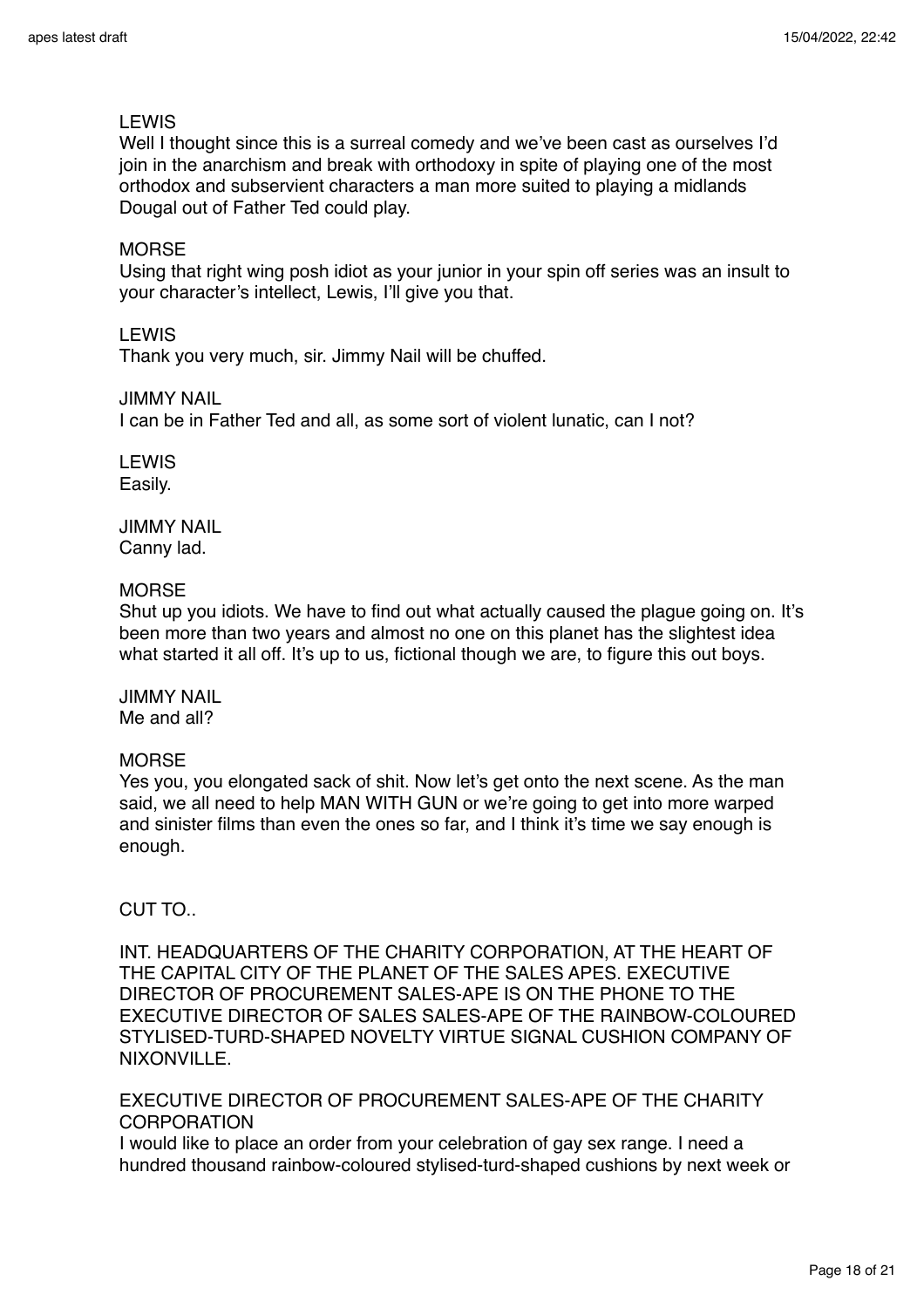LEWIS
Well I thought since this is a surreal comedy and we've been cast as ourselves I'd join in the anarchism and break with orthodoxy in spite of playing one of the most orthodox and subservient characters a man more suited to playing a midlands Dougal out of Father Ted could play.

MORSE
Using that right wing posh idiot as your junior in your spin off series was an insult to your character's intellect, Lewis, I'll give you that.

LEWIS
Thank you very much, sir. Jimmy Nail will be chuffed.

JIMMY NAIL
I can be in Father Ted and all, as some sort of violent lunatic, can I not?

LEWIS
Easily.

JIMMY NAIL
Canny lad.

MORSE
Shut up you idiots. We have to find out what actually caused the plague going on. It's been more than two years and almost no one on this planet has the slightest idea what started it all off. It's up to us, fictional though we are, to figure this out boys.

JIMMY NAIL
Me and all?

MORSE
Yes you, you elongated sack of shit. Now let's get onto the next scene. As the man said, we all need to help MAN WITH GUN or we're going to get into more warped and sinister films than even the ones so far, and I think it's time we say enough is enough.

CUT TO..

INT. HEADQUARTERS OF THE CHARITY CORPORATION, AT THE HEART OF THE CAPITAL CITY OF THE PLANET OF THE SALES APES. EXECUTIVE DIRECTOR OF PROCUREMENT SALES-APE IS ON THE PHONE TO THE EXECUTIVE DIRECTOR OF SALES SALES-APE OF THE RAINBOW-COLOURED STYLISED-TURD-SHAPED NOVELTY VIRTUE SIGNAL CUSHION COMPANY OF NIXONVILLE.

EXECUTIVE DIRECTOR OF PROCUREMENT SALES-APE OF THE CHARITY CORPORATION
I would like to place an order from your celebration of gay sex range. I need a hundred thousand rainbow-coloured stylised-turd-shaped cushions by next week or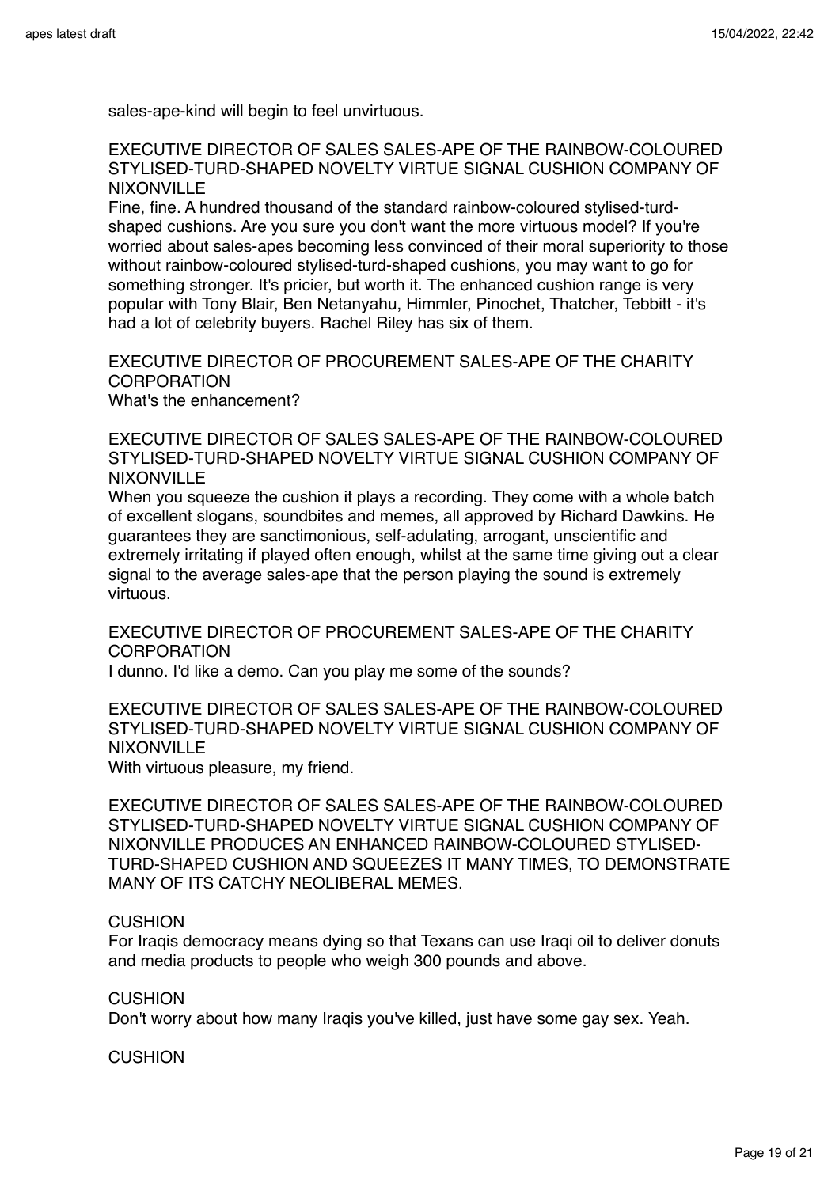sales-ape-kind will begin to feel unvirtuous.

EXECUTIVE DIRECTOR OF SALES SALES-APE OF THE RAINBOW-COLOURED STYLISED-TURD-SHAPED NOVELTY VIRTUE SIGNAL CUSHION COMPANY OF NIXONVILLE
Fine, fine. A hundred thousand of the standard rainbow-coloured stylised-turd-shaped cushions. Are you sure you don't want the more virtuous model? If you're worried about sales-apes becoming less convinced of their moral superiority to those without rainbow-coloured stylised-turd-shaped cushions, you may want to go for something stronger. It's pricier, but worth it. The enhanced cushion range is very popular with Tony Blair, Ben Netanyahu, Himmler, Pinochet, Thatcher, Tebbitt - it's had a lot of celebrity buyers. Rachel Riley has six of them.

EXECUTIVE DIRECTOR OF PROCUREMENT SALES-APE OF THE CHARITY CORPORATION
What's the enhancement?

EXECUTIVE DIRECTOR OF SALES SALES-APE OF THE RAINBOW-COLOURED STYLISED-TURD-SHAPED NOVELTY VIRTUE SIGNAL CUSHION COMPANY OF NIXONVILLE
When you squeeze the cushion it plays a recording. They come with a whole batch of excellent slogans, soundbites and memes, all approved by Richard Dawkins. He guarantees they are sanctimonious, self-adulating, arrogant, unscientific and extremely irritating if played often enough, whilst at the same time giving out a clear signal to the average sales-ape that the person playing the sound is extremely virtuous.

EXECUTIVE DIRECTOR OF PROCUREMENT SALES-APE OF THE CHARITY CORPORATION
I dunno. I'd like a demo. Can you play me some of the sounds?

EXECUTIVE DIRECTOR OF SALES SALES-APE OF THE RAINBOW-COLOURED STYLISED-TURD-SHAPED NOVELTY VIRTUE SIGNAL CUSHION COMPANY OF NIXONVILLE
With virtuous pleasure, my friend.

EXECUTIVE DIRECTOR OF SALES SALES-APE OF THE RAINBOW-COLOURED STYLISED-TURD-SHAPED NOVELTY VIRTUE SIGNAL CUSHION COMPANY OF NIXONVILLE PRODUCES AN ENHANCED RAINBOW-COLOURED STYLISED-TURD-SHAPED CUSHION AND SQUEEZES IT MANY TIMES, TO DEMONSTRATE MANY OF ITS CATCHY NEOLIBERAL MEMES.

CUSHION
For Iraqis democracy means dying so that Texans can use Iraqi oil to deliver donuts and media products to people who weigh 300 pounds and above.

CUSHION
Don't worry about how many Iraqis you've killed, just have some gay sex. Yeah.

CUSHION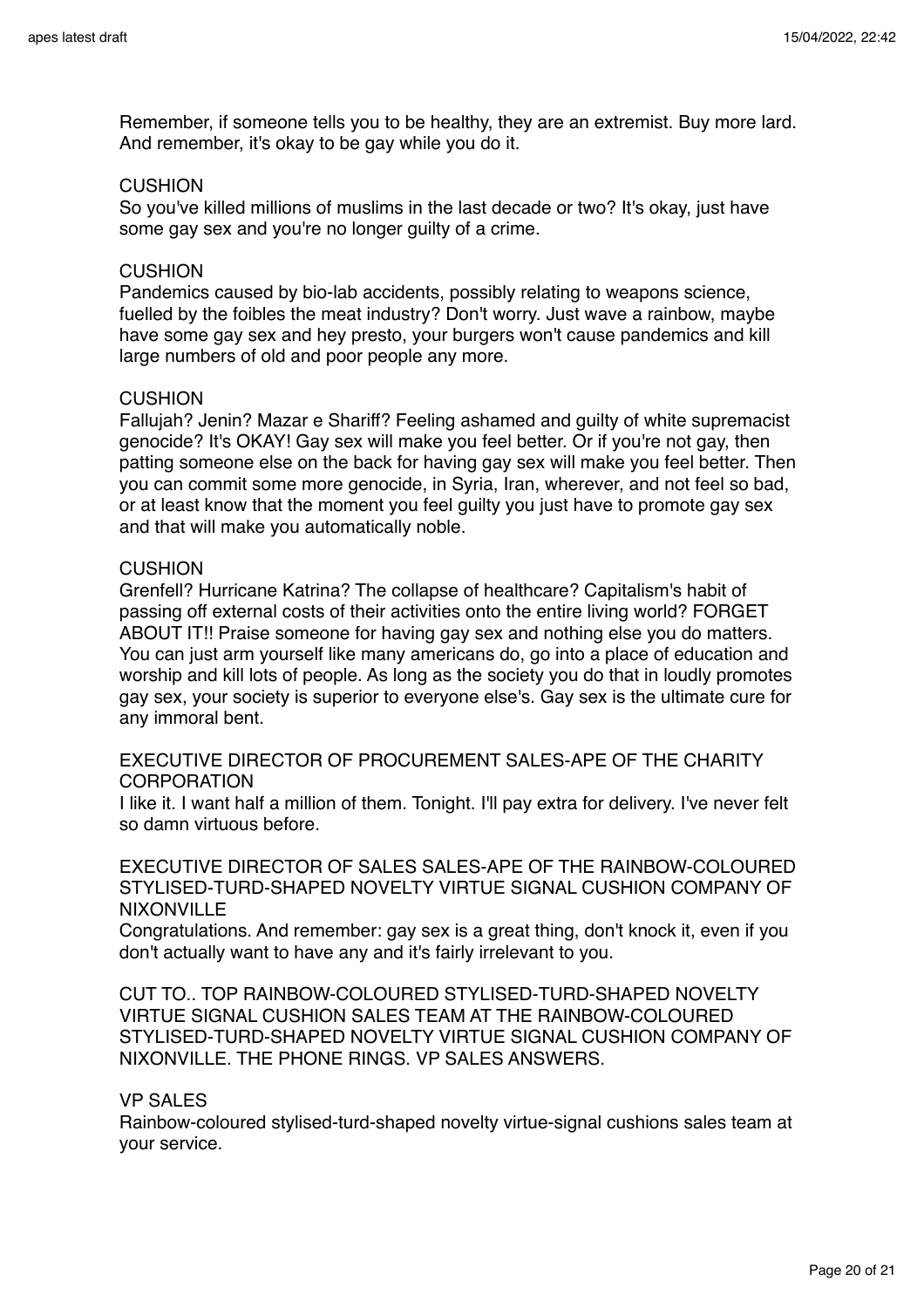Remember, if someone tells you to be healthy, they are an extremist. Buy more lard. And remember, it's okay to be gay while you do it.

CUSHION
So you've killed millions of muslims in the last decade or two? It's okay, just have some gay sex and you're no longer guilty of a crime.

CUSHION
Pandemics caused by bio-lab accidents, possibly relating to weapons science, fuelled by the foibles the meat industry? Don't worry. Just wave a rainbow, maybe have some gay sex and hey presto, your burgers won't cause pandemics and kill large numbers of old and poor people any more.

CUSHION
Fallujah? Jenin? Mazar e Shariff? Feeling ashamed and guilty of white supremacist genocide? It's OKAY! Gay sex will make you feel better. Or if you're not gay, then patting someone else on the back for having gay sex will make you feel better. Then you can commit some more genocide, in Syria, Iran, wherever, and not feel so bad, or at least know that the moment you feel guilty you just have to promote gay sex and that will make you automatically noble.

CUSHION
Grenfell? Hurricane Katrina? The collapse of healthcare? Capitalism's habit of passing off external costs of their activities onto the entire living world? FORGET ABOUT IT!! Praise someone for having gay sex and nothing else you do matters. You can just arm yourself like many americans do, go into a place of education and worship and kill lots of people. As long as the society you do that in loudly promotes gay sex, your society is superior to everyone else's. Gay sex is the ultimate cure for any immoral bent.

EXECUTIVE DIRECTOR OF PROCUREMENT SALES-APE OF THE CHARITY CORPORATION
I like it. I want half a million of them. Tonight. I'll pay extra for delivery. I've never felt so damn virtuous before.

EXECUTIVE DIRECTOR OF SALES SALES-APE OF THE RAINBOW-COLOURED STYLISED-TURD-SHAPED NOVELTY VIRTUE SIGNAL CUSHION COMPANY OF NIXONVILLE
Congratulations. And remember: gay sex is a great thing, don't knock it, even if you don't actually want to have any and it's fairly irrelevant to you.

CUT TO.. TOP RAINBOW-COLOURED STYLISED-TURD-SHAPED NOVELTY VIRTUE SIGNAL CUSHION SALES TEAM AT THE RAINBOW-COLOURED STYLISED-TURD-SHAPED NOVELTY VIRTUE SIGNAL CUSHION COMPANY OF NIXONVILLE. THE PHONE RINGS. VP SALES ANSWERS.

VP SALES
Rainbow-coloured stylised-turd-shaped novelty virtue-signal cushions sales team at your service.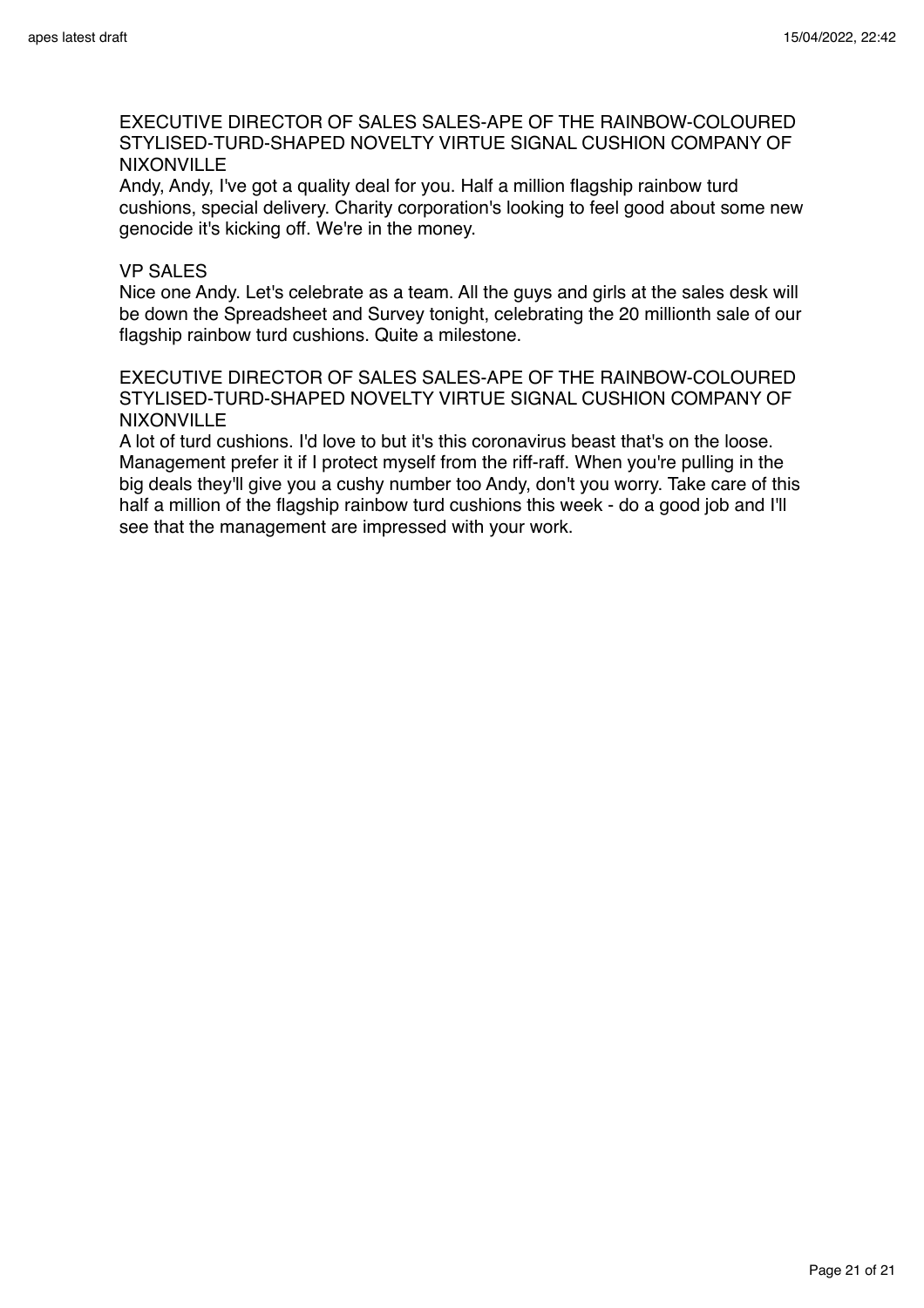EXECUTIVE DIRECTOR OF SALES SALES-APE OF THE RAINBOW-COLOURED STYLISED-TURD-SHAPED NOVELTY VIRTUE SIGNAL CUSHION COMPANY OF NIXONVILLE

Andy, Andy, I've got a quality deal for you. Half a million flagship rainbow turd cushions, special delivery. Charity corporation's looking to feel good about some new genocide it's kicking off. We're in the money.

VP SALES

Nice one Andy. Let's celebrate as a team. All the guys and girls at the sales desk will be down the Spreadsheet and Survey tonight, celebrating the 20 millionth sale of our flagship rainbow turd cushions. Quite a milestone.

EXECUTIVE DIRECTOR OF SALES SALES-APE OF THE RAINBOW-COLOURED STYLISED-TURD-SHAPED NOVELTY VIRTUE SIGNAL CUSHION COMPANY OF NIXONVILLE

A lot of turd cushions. I'd love to but it's this coronavirus beast that's on the loose. Management prefer it if I protect myself from the riff-raff. When you're pulling in the big deals they'll give you a cushy number too Andy, don't you worry. Take care of this half a million of the flagship rainbow turd cushions this week - do a good job and I'll see that the management are impressed with your work.